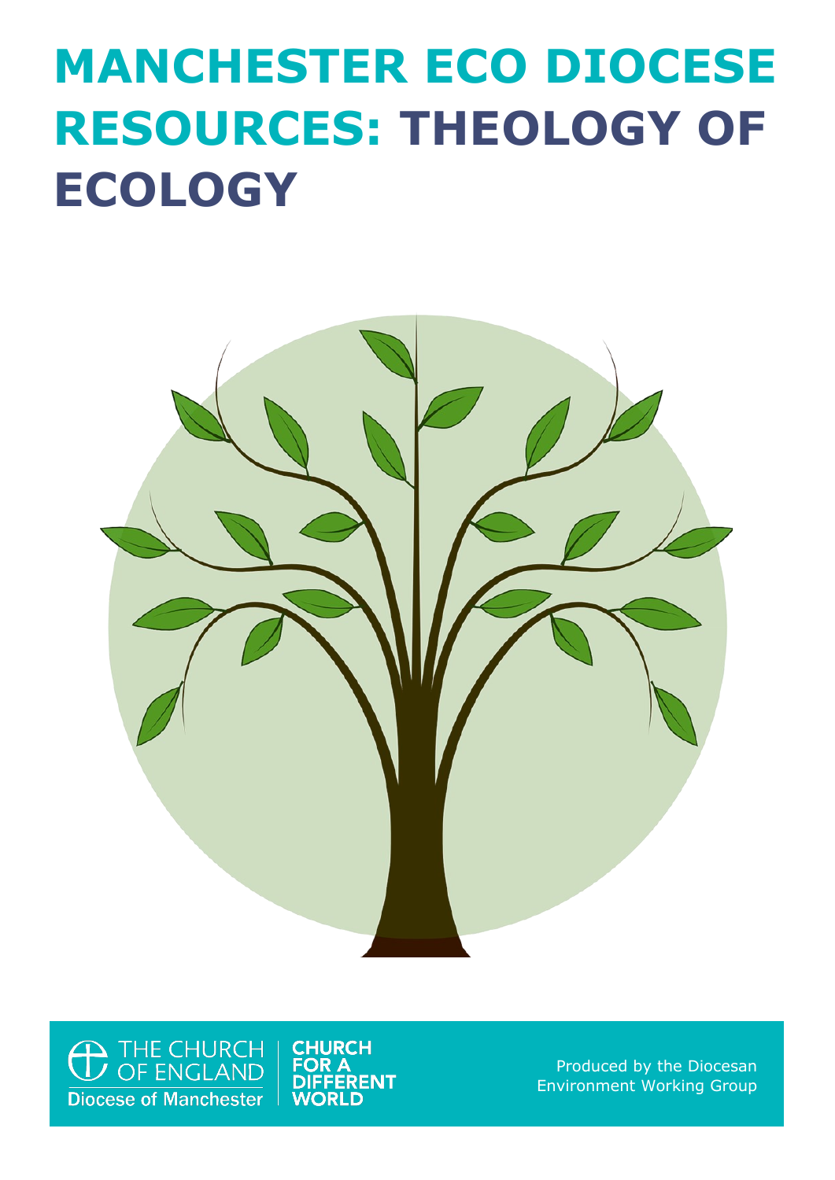# MANCHESTER ECO DIOCESE RESOURCES: THEOLOGY OF ECOLOGY

THE CHURCH OF ENGLAND
Diocese of Manchester

CHURCH FOR A DIFFERENT WORLD

Produced by the Diocesan Environment Working Group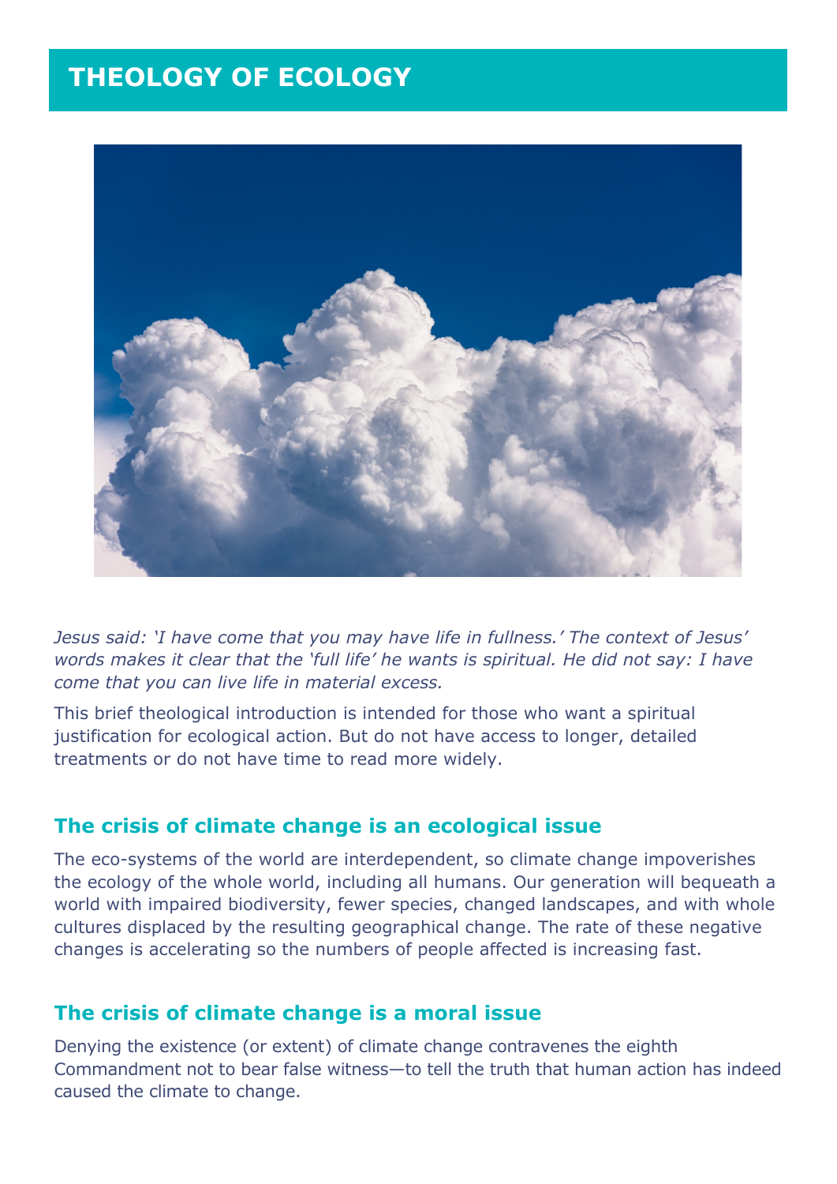# THEOLOGY OF ECOLOGY

*Jesus said: 'I have come that you may have life in fullness.' The context of Jesus' words makes it clear that the 'full life' he wants is spiritual. He did not say: I have come that you can live life in material excess.*

This brief theological introduction is intended for those who want a spiritual justification for ecological action. But do not have access to longer, detailed treatments or do not have time to read more widely.

## The crisis of climate change is an ecological issue

The eco-systems of the world are interdependent, so climate change impoverishes the ecology of the whole world, including all humans. Our generation will bequeath a world with impaired biodiversity, fewer species, changed landscapes, and with whole cultures displaced by the resulting geographical change. The rate of these negative changes is accelerating so the numbers of people affected is increasing fast.

## The crisis of climate change is a moral issue

Denying the existence (or extent) of climate change contravenes the eighth Commandment not to bear false witness—to tell the truth that human action has indeed caused the climate to change.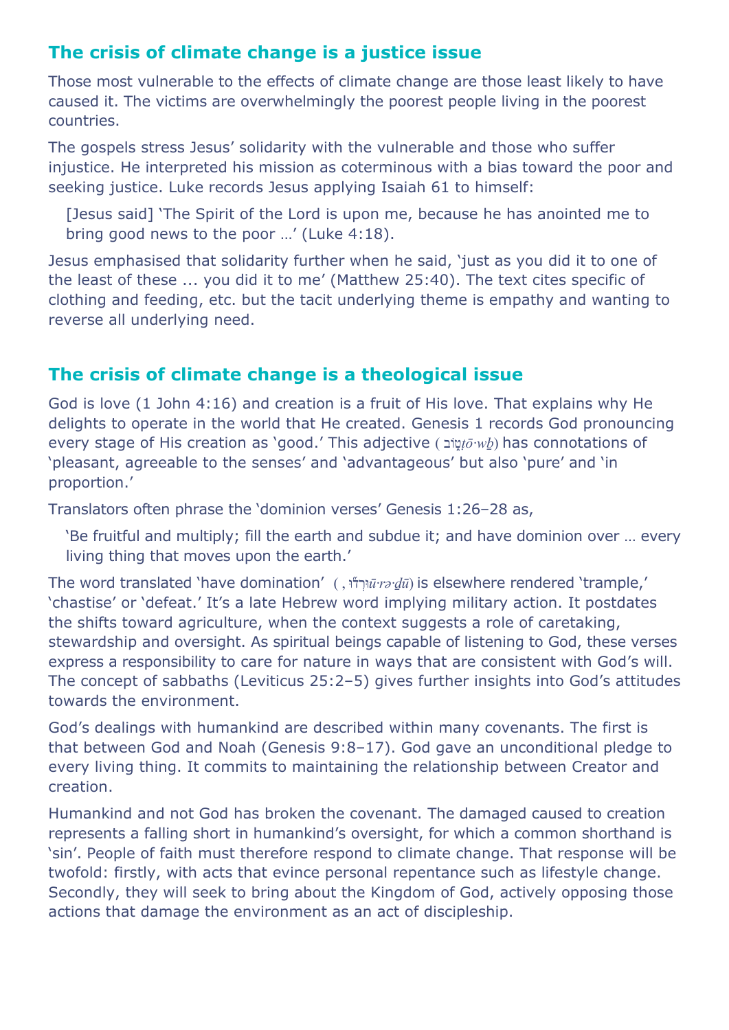## The crisis of climate change is a justice issue

Those most vulnerable to the effects of climate change are those least likely to have caused it. The victims are overwhelmingly the poorest people living in the poorest countries.

The gospels stress Jesus' solidarity with the vulnerable and those who suffer injustice. He interpreted his mission as coterminous with a bias toward the poor and seeking justice. Luke records Jesus applying Isaiah 61 to himself:

> [Jesus said] 'The Spirit of the Lord is upon me, because he has anointed me to bring good news to the poor …' (Luke 4:18).

Jesus emphasised that solidarity further when he said, 'just as you did it to one of the least of these ... you did it to me' (Matthew 25:40). The text cites specific of clothing and feeding, etc. but the tacit underlying theme is empathy and wanting to reverse all underlying need.

## The crisis of climate change is a theological issue

God is love (1 John 4:16) and creation is a fruit of His love. That explains why He delights to operate in the world that He created. Genesis 1 records God pronouncing every stage of His creation as 'good.' This adjective (טֹ֑וב *ṭō·wḇ*) has connotations of 'pleasant, agreeable to the senses' and 'advantageous' but also 'pure' and 'in proportion.'

Translators often phrase the 'dominion verses' Genesis 1:26–28 as,

> 'Be fruitful and multiply; fill the earth and subdue it; and have dominion over … every living thing that moves upon the earth.'

The word translated 'have domination' (וּרְד֞וּ, *ū·rə·ḏū*) is elsewhere rendered 'trample,' 'chastise' or 'defeat.' It's a late Hebrew word implying military action. It postdates the shifts toward agriculture, when the context suggests a role of caretaking, stewardship and oversight. As spiritual beings capable of listening to God, these verses express a responsibility to care for nature in ways that are consistent with God's will. The concept of sabbaths (Leviticus 25:2–5) gives further insights into God's attitudes towards the environment.

God's dealings with humankind are described within many covenants. The first is that between God and Noah (Genesis 9:8–17). God gave an unconditional pledge to every living thing. It commits to maintaining the relationship between Creator and creation.

Humankind and not God has broken the covenant. The damaged caused to creation represents a falling short in humankind's oversight, for which a common shorthand is 'sin'. People of faith must therefore respond to climate change. That response will be twofold: firstly, with acts that evince personal repentance such as lifestyle change. Secondly, they will seek to bring about the Kingdom of God, actively opposing those actions that damage the environment as an act of discipleship.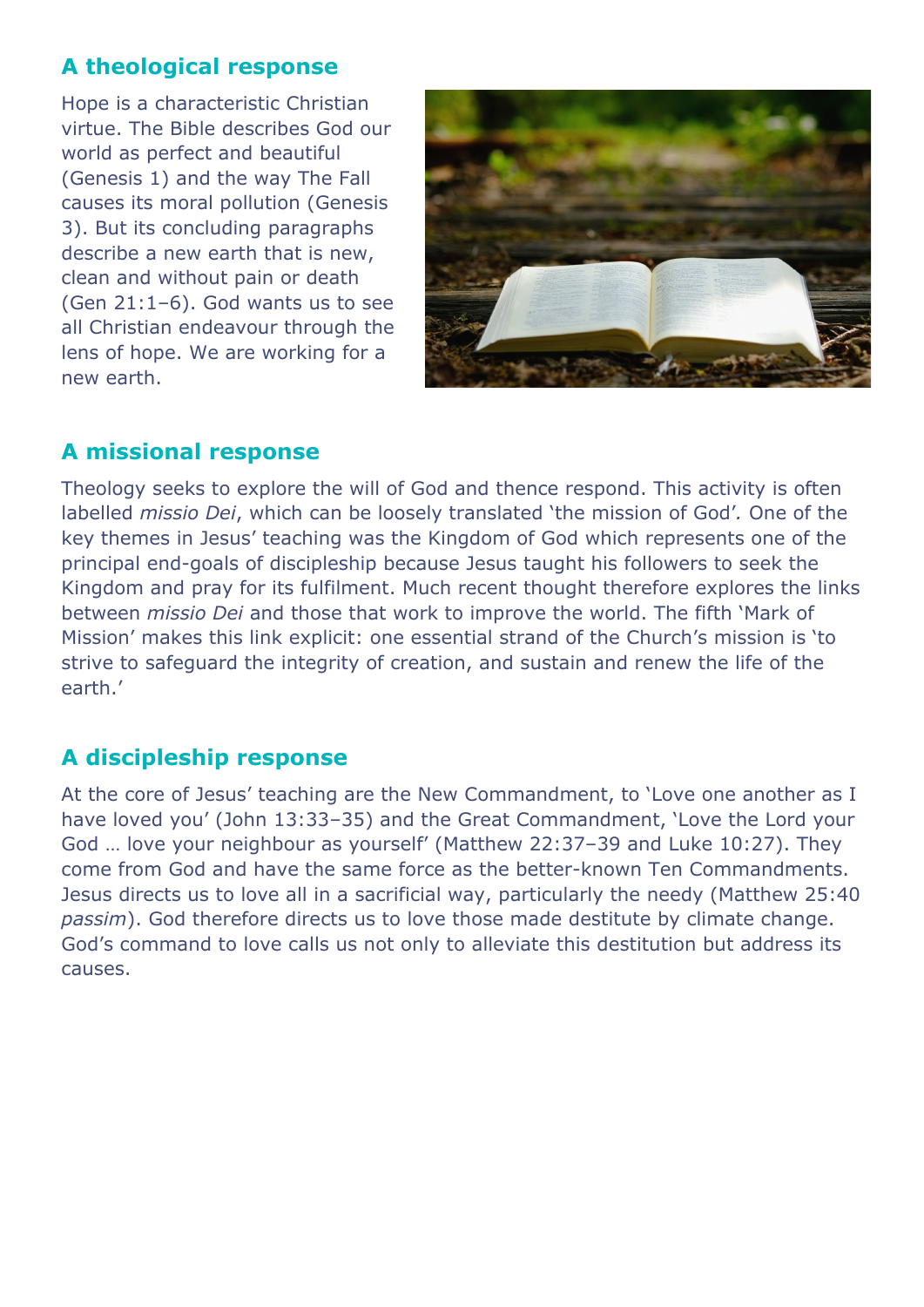## A theological response

Hope is a characteristic Christian virtue. The Bible describes God our world as perfect and beautiful (Genesis 1) and the way The Fall causes its moral pollution (Genesis 3). But its concluding paragraphs describe a new earth that is new, clean and without pain or death (Gen 21:1–6). God wants us to see all Christian endeavour through the lens of hope. We are working for a new earth.

## A missional response

Theology seeks to explore the will of God and thence respond. This activity is often labelled *missio Dei*, which can be loosely translated 'the mission of God'*.* One of the key themes in Jesus' teaching was the Kingdom of God which represents one of the principal end-goals of discipleship because Jesus taught his followers to seek the Kingdom and pray for its fulfilment. Much recent thought therefore explores the links between *missio Dei* and those that work to improve the world. The fifth 'Mark of Mission' makes this link explicit: one essential strand of the Church's mission is 'to strive to safeguard the integrity of creation, and sustain and renew the life of the earth.'

## A discipleship response

At the core of Jesus' teaching are the New Commandment, to 'Love one another as I have loved you' (John 13:33–35) and the Great Commandment, 'Love the Lord your God … love your neighbour as yourself' (Matthew 22:37–39 and Luke 10:27). They come from God and have the same force as the better-known Ten Commandments. Jesus directs us to love all in a sacrificial way, particularly the needy (Matthew 25:40 *passim*). God therefore directs us to love those made destitute by climate change. God's command to love calls us not only to alleviate this destitution but address its causes.